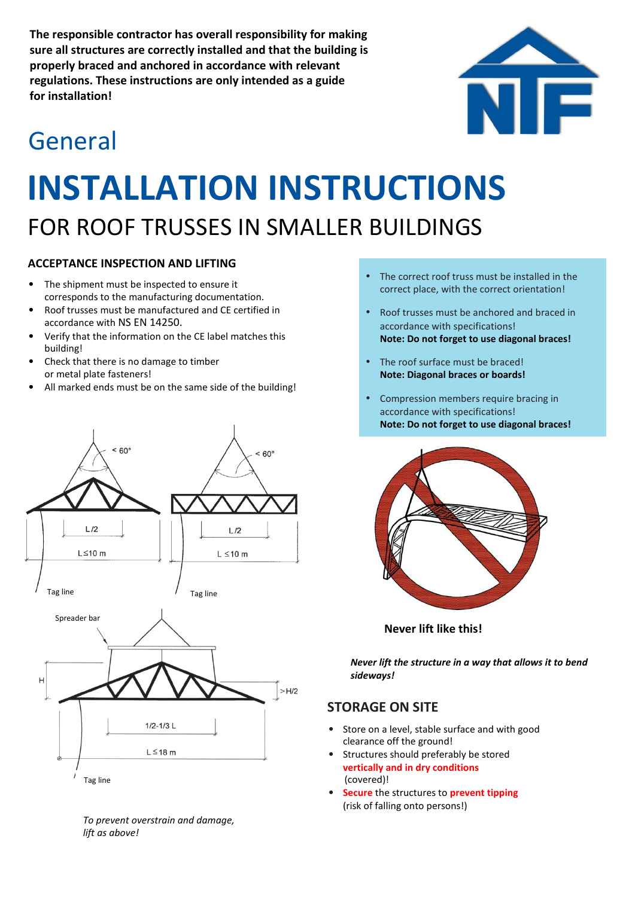**The responsible contractor has overall responsibility for making sure all structures are correctly installed and that the building is properly braced and anchored in accordance with relevant regulations. These instructions are only intended as a guide for installation!**

## General

# INSTALLATION INSTRUCTIONS

## FOR ROOF TRUSSES IN SMALLER BUILDINGS

### ACCEPTANCE INSPECTION AND LIFTING

- The shipment must be inspected to ensure it corresponds to the manufacturing documentation.
- Roof trusses must be manufactured and CE certified in accordance with NS EN 14250.
- Verify that the information on the CE label matches this building!
- Check that there is no damage to timber or metal plate fasteners!
- All marked ends must be on the same side of the building!

< 60°

L/2

L≤10 m

Tag line

< 60°

L/2

L ≤10 m

Tag line

Spreader bar

H

>H/2

1/2-1/3 L

L≤18 m

Tag line

*To prevent overstrain and damage, lift as above!*

- The correct roof truss must be installed in the correct place, with the correct orientation!
- Roof trusses must be anchored and braced in accordance with specifications!
  **Note: Do not forget to use diagonal braces!**
- The roof surface must be braced!
  **Note: Diagonal braces or boards!**
- Compression members require bracing in accordance with specifications!
  **Note: Do not forget to use diagonal braces!**

**Never lift like this!**

***Never lift the structure in a way that allows it to bend sideways!***

### STORAGE ON SITE

- Store on a level, stable surface and with good clearance off the ground!
- Structures should preferably be stored **vertically and in dry conditions** (covered)!
- **Secure** the structures to **prevent tipping** (risk of falling onto persons!)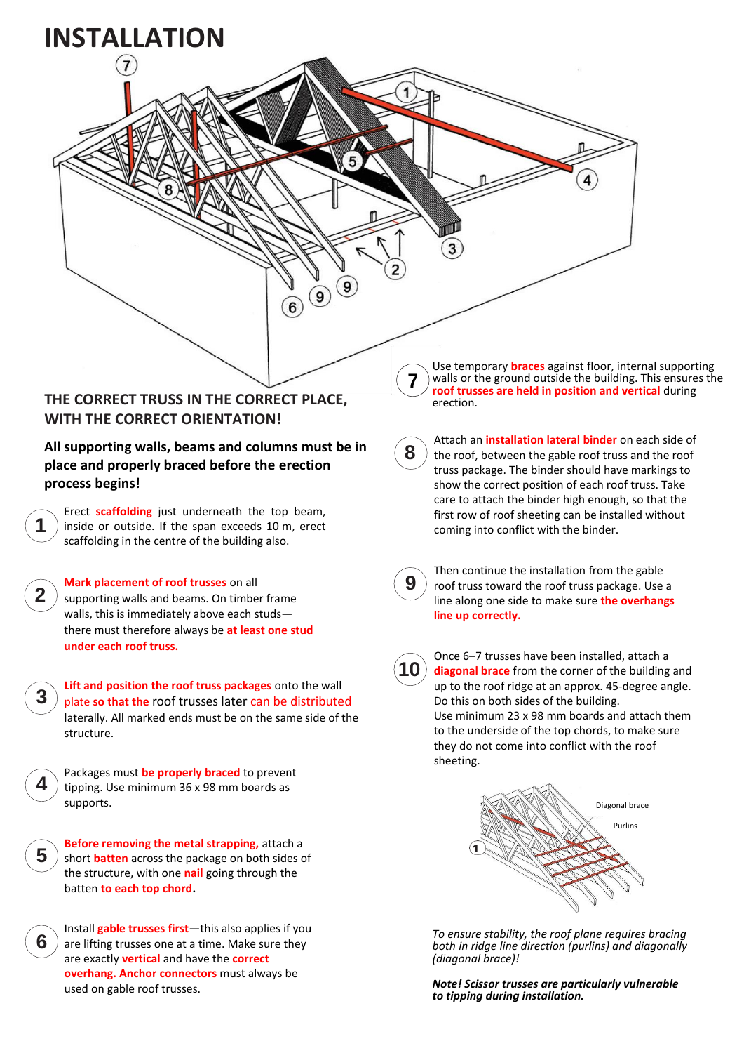# INSTALLATION

**THE CORRECT TRUSS IN THE CORRECT PLACE, WITH THE CORRECT ORIENTATION!**

**All supporting walls, beams and columns must be in place and properly braced before the erection process begins!**

1. Erect **scaffolding** just underneath the top beam, inside or outside. If the span exceeds 10 m, erect scaffolding in the centre of the building also.

2. **Mark placement of roof trusses** on all supporting walls and beams. On timber frame walls, this is immediately above each studs—there must therefore always be **at least one stud under each roof truss.**

3. **Lift and position the roof truss packages** onto the wall plate **so that the** roof trusses later can be distributed laterally. All marked ends must be on the same side of the structure.

4. Packages must **be properly braced** to prevent tipping. Use minimum 36 x 98 mm boards as supports.

5. **Before removing the metal strapping,** attach a short **batten** across the package on both sides of the structure, with one **nail** going through the batten **to each top chord.**

6. Install **gable trusses first**—this also applies if you are lifting trusses one at a time. Make sure they are exactly **vertical** and have the **correct overhang. Anchor connectors** must always be used on gable roof trusses.

7. Use temporary **braces** against floor, internal supporting walls or the ground outside the building. This ensures the **roof trusses are held in position and vertical** during erection.

8. Attach an **installation lateral binder** on each side of the roof, between the gable roof truss and the roof truss package. The binder should have markings to show the correct position of each roof truss. Take care to attach the binder high enough, so that the first row of roof sheeting can be installed without coming into conflict with the binder.

9. Then continue the installation from the gable roof truss toward the roof truss package. Use a line along one side to make sure **the overhangs line up correctly.**

10. Once 6–7 trusses have been installed, attach a **diagonal brace** from the corner of the building and up to the roof ridge at an approx. 45-degree angle. Do this on both sides of the building.
Use minimum 23 x 98 mm boards and attach them to the underside of the top chords, to make sure they do not come into conflict with the roof sheeting.

*To ensure stability, the roof plane requires bracing both in ridge line direction (purlins) and diagonally (diagonal brace)!*

***Note! Scissor trusses are particularly vulnerable to tipping during installation.***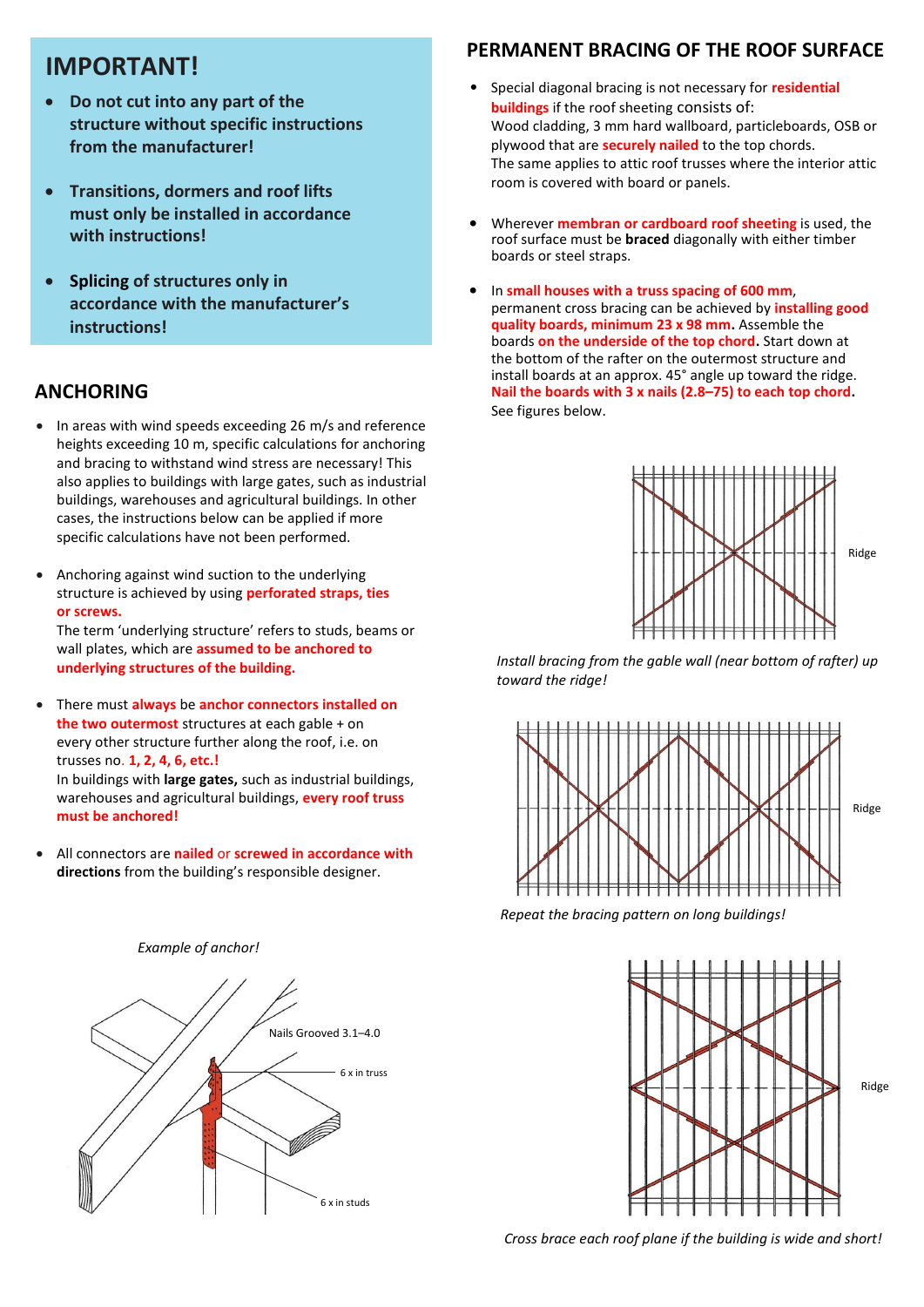## IMPORTANT!

- **Do not cut into any part of the structure without specific instructions from the manufacturer!**
- **Transitions, dormers and roof lifts must only be installed in accordance with instructions!**
- **Splicing of structures only in accordance with the manufacturer's instructions!**

## ANCHORING

- In areas with wind speeds exceeding 26 m/s and reference heights exceeding 10 m, specific calculations for anchoring and bracing to withstand wind stress are necessary! This also applies to buildings with large gates, such as industrial buildings, warehouses and agricultural buildings. In other cases, the instructions below can be applied if more specific calculations have not been performed.
- Anchoring against wind suction to the underlying structure is achieved by using **perforated straps, ties or screws.**
  The term 'underlying structure' refers to studs, beams or wall plates, which are **assumed to be anchored to underlying structures of the building.**
- There must **always** be **anchor connectors installed on the two outermost** structures at each gable + on every other structure further along the roof, i.e. on trusses no. **1, 2, 4, 6, etc.!**
  In buildings with **large gates,** such as industrial buildings, warehouses and agricultural buildings, **every roof truss must be anchored!**
- All connectors are **nailed** or **screwed in accordance with directions** from the building's responsible designer.

*Example of anchor!*

Nails Grooved 3.1–4.0

6 x in truss

6 x in studs

## PERMANENT BRACING OF THE ROOF SURFACE

- Special diagonal bracing is not necessary for **residential buildings** if the roof sheeting consists of:
  Wood cladding, 3 mm hard wallboard, particleboards, OSB or plywood that are **securely nailed** to the top chords.
  The same applies to attic roof trusses where the interior attic room is covered with board or panels.
- Wherever **membran or cardboard roof sheeting** is used, the roof surface must be **braced** diagonally with either timber boards or steel straps.
- In **small houses with a truss spacing of 600 mm**, permanent cross bracing can be achieved by **installing good quality boards, minimum 23 x 98 mm.** Assemble the boards **on the underside of the top chord.** Start down at the bottom of the rafter on the outermost structure and install boards at an approx. 45° angle up toward the ridge. **Nail the boards with 3 x nails (2.8–75) to each top chord.** See figures below.

Ridge

*Install bracing from the gable wall (near bottom of rafter) up toward the ridge!*

Ridge

*Repeat the bracing pattern on long buildings!*

Ridge

*Cross brace each roof plane if the building is wide and short!*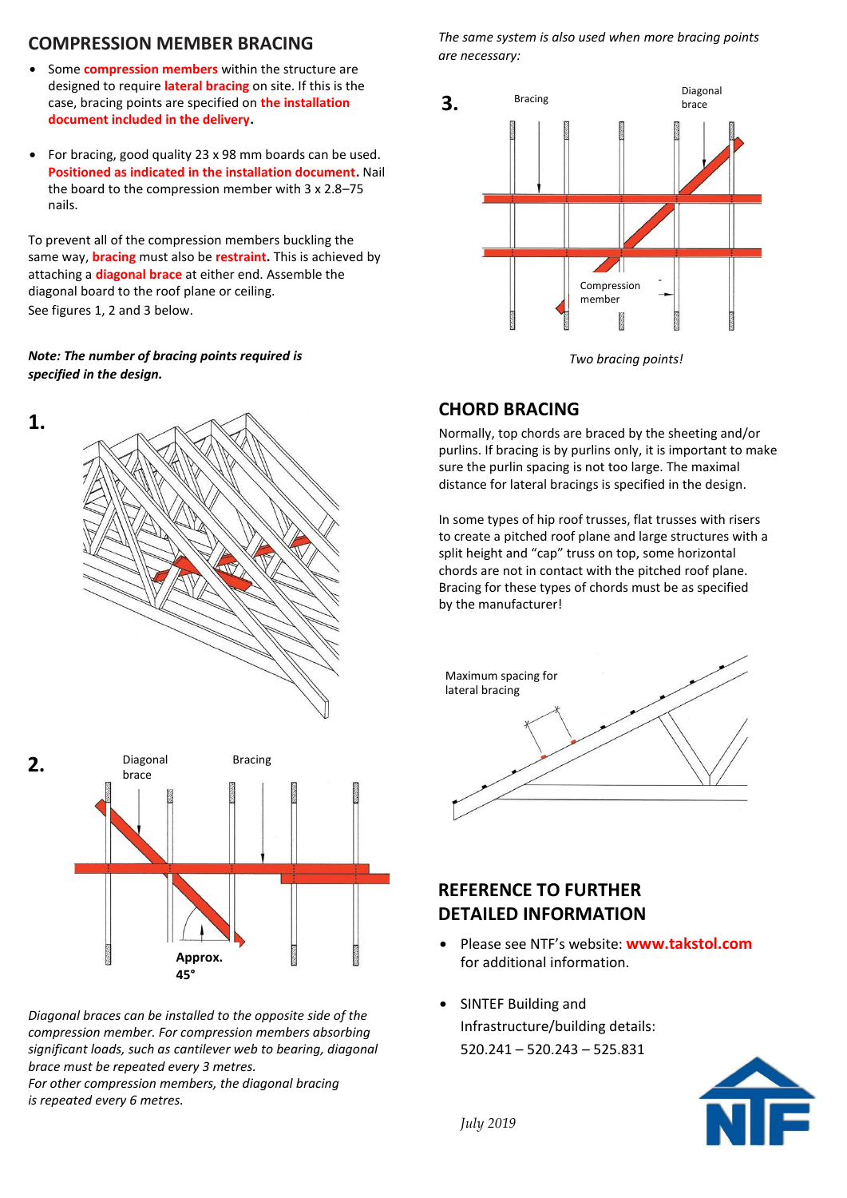## COMPRESSION MEMBER BRACING

- Some **compression members** within the structure are designed to require **lateral bracing** on site. If this is the case, bracing points are specified on **the installation document included in the delivery**.

- For bracing, good quality 23 x 98 mm boards can be used. **Positioned as indicated in the installation document.** Nail the board to the compression member with 3 x 2.8–75 nails.

To prevent all of the compression members buckling the same way, **bracing** must also be **restraint.** This is achieved by attaching a **diagonal brace** at either end. Assemble the diagonal board to the roof plane or ceiling.
See figures 1, 2 and 3 below.

***Note: The number of bracing points required is specified in the design.***

**1.**

**2.**

Diagonal brace

Bracing

**Approx. 45°**

*Diagonal braces can be installed to the opposite side of the compression member. For compression members absorbing significant loads, such as cantilever web to bearing, diagonal brace must be repeated every 3 metres.*
*For other compression members, the diagonal bracing is repeated every 6 metres.*

*The same system is also used when more bracing points are necessary:*

**3.**

Bracing

Diagonal brace

Compression member

*Two bracing points!*

## CHORD BRACING

Normally, top chords are braced by the sheeting and/or purlins. If bracing is by purlins only, it is important to make sure the purlin spacing is not too large. The maximal distance for lateral bracings is specified in the design.

In some types of hip roof trusses, flat trusses with risers to create a pitched roof plane and large structures with a split height and "cap" truss on top, some horizontal chords are not in contact with the pitched roof plane. Bracing for these types of chords must be as specified by the manufacturer!

Maximum spacing for lateral bracing

## REFERENCE TO FURTHER DETAILED INFORMATION

- Please see NTF's website: **www.takstol.com** for additional information.

- SINTEF Building and Infrastructure/building details: 520.241 – 520.243 – 525.831

*July 2019*